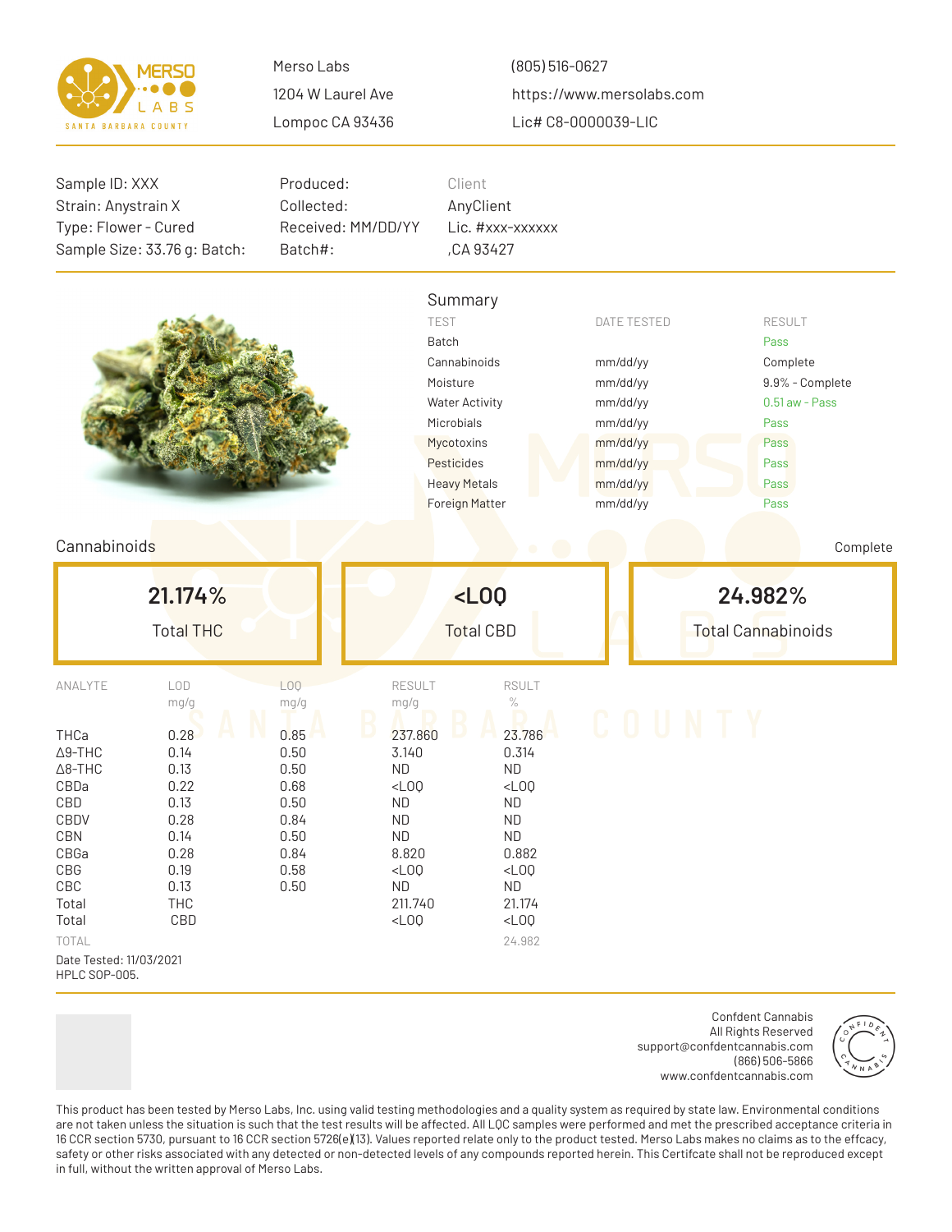Merso Labs
1204 W Laurel Ave
Lompoc CA 93436

(805) 516-0627
https://www.mersolabs.com
Lic# C8-0000039-LIC

| | | |
|---|---|---|
| Sample ID: XXX | Produced: | Client |
| Strain: Anystrain X | Collected: | AnyClient |
| Type: Flower - Cured | Received: MM/DD/YY | Lic. #xxx-xxxxxx |
| Sample Size: 33.76 g: Batch: | Batch#: | ,CA 93427 |

## Summary

| TEST | DATE TESTED | RESULT |
|---|---|---|
| Batch | | Pass |
| Cannabinoids | mm/dd/yy | Complete |
| Moisture | mm/dd/yy | 9.9% - Complete |
| Water Activity | mm/dd/yy | 0.51 aw - Pass |
| Microbials | mm/dd/yy | Pass |
| Mycotoxins | mm/dd/yy | Pass |
| Pesticides | mm/dd/yy | Pass |
| Heavy Metals | mm/dd/yy | Pass |
| Foreign Matter | mm/dd/yy | Pass |

## Cannabinoids

Complete

| 21.174% | <LOQ | 24.982% |
|---|---|---|
| Total THC | Total CBD | Total Cannabinoids |

| ANALYTE | LOD mg/g | LOQ mg/g | RESULT mg/g | RSULT % |
|---|---|---|---|---|
| THCa | 0.28 | 0.85 | 237.860 | 23.786 |
| Δ9-THC | 0.14 | 0.50 | 3.140 | 0.314 |
| Δ8-THC | 0.13 | 0.50 | ND | ND |
| CBDa | 0.22 | 0.68 | <LOQ | <LOQ |
| CBD | 0.13 | 0.50 | ND | ND |
| CBDV | 0.28 | 0.84 | ND | ND |
| CBN | 0.14 | 0.50 | ND | ND |
| CBGa | 0.28 | 0.84 | 8.820 | 0.882 |
| CBG | 0.19 | 0.58 | <LOQ | <LOQ |
| CBC | 0.13 | 0.50 | ND | ND |
| Total | THC | | 211.740 | 21.174 |
| Total | CBD | | <LOQ | <LOQ |
| TOTAL | | | | 24.982 |

Date Tested: 11/03/2021
HPLC SOP-005.

Confdent Cannabis
All Rights Reserved
support@confdentcannabis.com
(866) 506-5866
www.confdentcannabis.com

This product has been tested by Merso Labs, Inc. using valid testing methodologies and a quality system as required by state law. Environmental conditions are not taken unless the situation is such that the test results will be affected. All LQC samples were performed and met the prescribed acceptance criteria in 16 CCR section 5730, pursuant to 16 CCR section 5726(e)(13). Values reported relate only to the product tested. Merso Labs makes no claims as to the effcacy, safety or other risks associated with any detected or non-detected levels of any compounds reported herein. This Certifcate shall not be reproduced except in full, without the written approval of Merso Labs.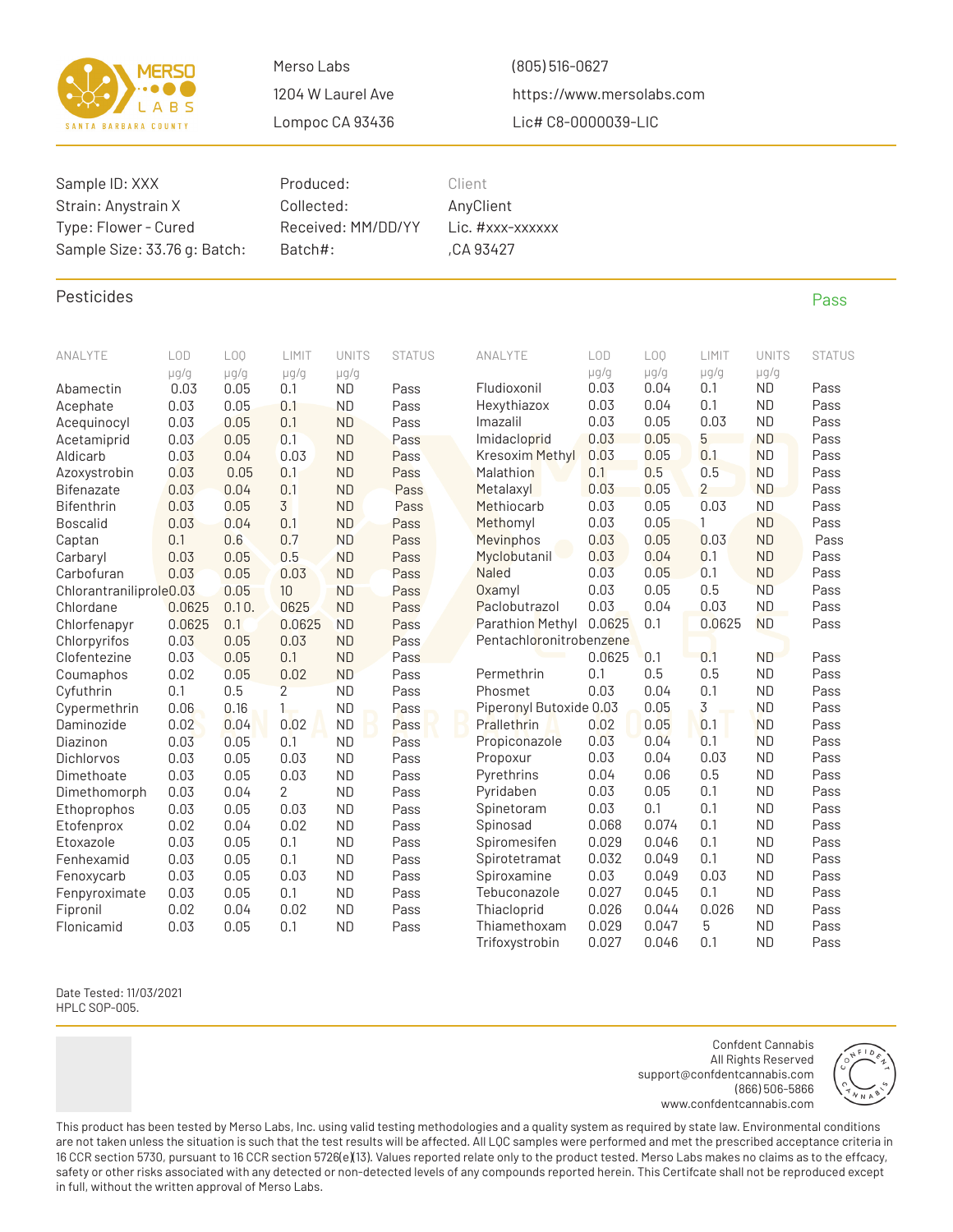MERSO LABS
SANTA BARBARA COUNTY

Merso Labs
1204 W Laurel Ave
Lompoc CA 93436

(805) 516-0627
https://www.mersolabs.com
Lic# C8-0000039-LIC

Sample ID: XXX
Strain: Anystrain X
Type: Flower - Cured
Sample Size: 33.76 g: Batch:

Produced:
Collected:
Received: MM/DD/YY
Batch#:

Client
AnyClient
Lic. #xxx-xxxxxx
,CA 93427

## Pesticides

Pass

| ANALYTE | LOD µg/g | LOQ µg/g | LIMIT µg/g | UNITS µg/g | STATUS |
|---|---|---|---|---|---|
| Abamectin | 0.03 | 0.05 | 0.1 | ND | Pass |
| Acephate | 0.03 | 0.05 | 0.1 | ND | Pass |
| Acequinocyl | 0.03 | 0.05 | 0.1 | ND | Pass |
| Acetamiprid | 0.03 | 0.05 | 0.1 | ND | Pass |
| Aldicarb | 0.03 | 0.04 | 0.03 | ND | Pass |
| Azoxystrobin | 0.03 | 0.05 | 0.1 | ND | Pass |
| Bifenazate | 0.03 | 0.04 | 0.1 | ND | Pass |
| Bifenthrin | 0.03 | 0.05 | 3 | ND | Pass |
| Boscalid | 0.03 | 0.04 | 0.1 | ND | Pass |
| Captan | 0.1 | 0.6 | 0.7 | ND | Pass |
| Carbaryl | 0.03 | 0.05 | 0.5 | ND | Pass |
| Carbofuran | 0.03 | 0.05 | 0.03 | ND | Pass |
| Chlorantraniliprole | 0.03 | 0.05 | 10 | ND | Pass |
| Chlordane | 0.0625 | 0.1 0. | 0625 | ND | Pass |
| Chlorfenapyr | 0.0625 | 0.1 | 0.0625 | ND | Pass |
| Chlorpyrifos | 0.03 | 0.05 | 0.03 | ND | Pass |
| Clofentezine | 0.03 | 0.05 | 0.1 | ND | Pass |
| Coumaphos | 0.02 | 0.05 | 0.02 | ND | Pass |
| Cyfuthrin | 0.1 | 0.5 | 2 | ND | Pass |
| Cypermethrin | 0.06 | 0.16 | 1 | ND | Pass |
| Daminozide | 0.02 | 0.04 | 0.02 | ND | Pass |
| Diazinon | 0.03 | 0.05 | 0.1 | ND | Pass |
| Dichlorvos | 0.03 | 0.05 | 0.03 | ND | Pass |
| Dimethoate | 0.03 | 0.05 | 0.03 | ND | Pass |
| Dimethomorph | 0.03 | 0.04 | 2 | ND | Pass |
| Ethoprophos | 0.03 | 0.05 | 0.03 | ND | Pass |
| Etofenprox | 0.02 | 0.04 | 0.02 | ND | Pass |
| Etoxazole | 0.03 | 0.05 | 0.1 | ND | Pass |
| Fenhexamid | 0.03 | 0.05 | 0.1 | ND | Pass |
| Fenoxycarb | 0.03 | 0.05 | 0.03 | ND | Pass |
| Fenpyroximate | 0.03 | 0.05 | 0.1 | ND | Pass |
| Fipronil | 0.02 | 0.04 | 0.02 | ND | Pass |
| Flonicamid | 0.03 | 0.05 | 0.1 | ND | Pass |
| Fludioxonil | 0.03 | 0.04 | 0.1 | ND | Pass |
| Hexythiazox | 0.03 | 0.04 | 0.1 | ND | Pass |
| Imazalil | 0.03 | 0.05 | 0.03 | ND | Pass |
| Imidacloprid | 0.03 | 0.05 | 5 | ND | Pass |
| Kresoxim Methyl | 0.03 | 0.05 | 0.1 | ND | Pass |
| Malathion | 0.1 | 0.5 | 0.5 | ND | Pass |
| Metalaxyl | 0.03 | 0.05 | 2 | ND | Pass |
| Methiocarb | 0.03 | 0.05 | 0.03 | ND | Pass |
| Methomyl | 0.03 | 0.05 | 1 | ND | Pass |
| Mevinphos | 0.03 | 0.05 | 0.03 | ND | Pass |
| Myclobutanil | 0.03 | 0.04 | 0.1 | ND | Pass |
| Naled | 0.03 | 0.05 | 0.1 | ND | Pass |
| Oxamyl | 0.03 | 0.05 | 0.5 | ND | Pass |
| Paclobutrazol | 0.03 | 0.04 | 0.03 | ND | Pass |
| Parathion Methyl | 0.0625 | 0.1 | 0.0625 | ND | Pass |
| Pentachloronitrobenzene | 0.0625 | 0.1 | 0.1 | ND | Pass |
| Permethrin | 0.1 | 0.5 | 0.5 | ND | Pass |
| Phosmet | 0.03 | 0.04 | 0.1 | ND | Pass |
| Piperonyl Butoxide | 0.03 | 0.05 | 3 | ND | Pass |
| Prallethrin | 0.02 | 0.05 | 0.1 | ND | Pass |
| Propiconazole | 0.03 | 0.04 | 0.1 | ND | Pass |
| Propoxur | 0.03 | 0.04 | 0.03 | ND | Pass |
| Pyrethrins | 0.04 | 0.06 | 0.5 | ND | Pass |
| Pyridaben | 0.03 | 0.05 | 0.1 | ND | Pass |
| Spinetoram | 0.03 | 0.1 | 0.1 | ND | Pass |
| Spinosad | 0.068 | 0.074 | 0.1 | ND | Pass |
| Spiromesifen | 0.029 | 0.046 | 0.1 | ND | Pass |
| Spirotetramat | 0.032 | 0.049 | 0.1 | ND | Pass |
| Spiroxamine | 0.03 | 0.049 | 0.03 | ND | Pass |
| Tebuconazole | 0.027 | 0.045 | 0.1 | ND | Pass |
| Thiacloprid | 0.026 | 0.044 | 0.026 | ND | Pass |
| Thiamethoxam | 0.029 | 0.047 | 5 | ND | Pass |
| Trifoxystrobin | 0.027 | 0.046 | 0.1 | ND | Pass |

Date Tested: 11/03/2021
HPLC SOP-005.

Confdent Cannabis
All Rights Reserved
support@confdentcannabis.com
(866) 506-5866
www.confdentcannabis.com

This product has been tested by Merso Labs, Inc. using valid testing methodologies and a quality system as required by state law. Environmental conditions are not taken unless the situation is such that the test results will be affected. All LQC samples were performed and met the prescribed acceptance criteria in 16 CCR section 5730, pursuant to 16 CCR section 5726(e)(13). Values reported relate only to the product tested. Merso Labs makes no claims as to the effcacy, safety or other risks associated with any detected or non-detected levels of any compounds reported herein. This Certifcate shall not be reproduced except in full, without the written approval of Merso Labs.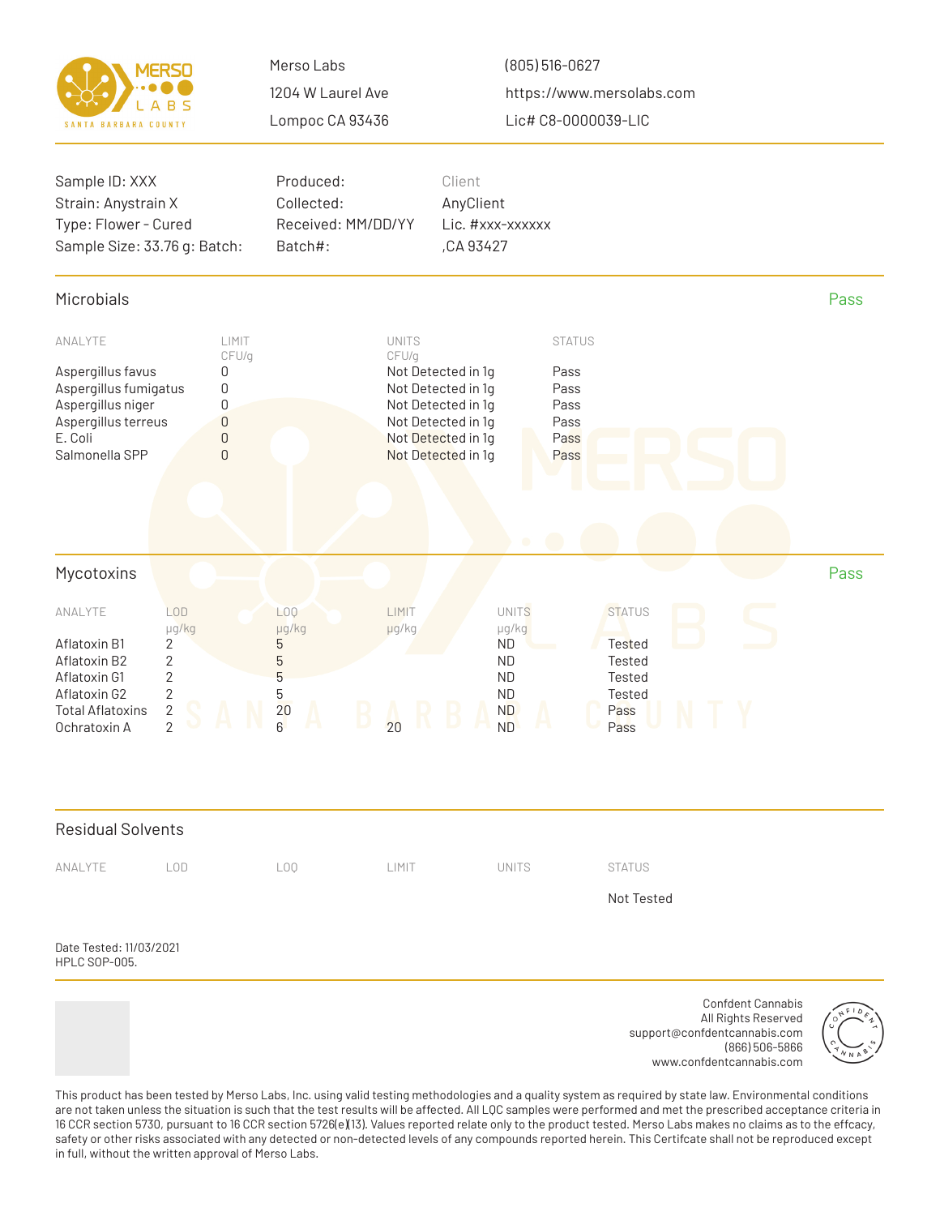Merso Labs
1204 W Laurel Ave
Lompoc CA 93436

(805) 516-0627
https://www.mersolabs.com
Lic# C8-0000039-LIC

Sample ID: XXX
Strain: Anystrain X
Type: Flower - Cured
Sample Size: 33.76 g: Batch:

Produced:
Collected:
Received: MM/DD/YY
Batch#:

Client
AnyClient
Lic. #xxx-xxxxxx
,CA 93427

## Microbials

**Pass**

| ANALYTE | LIMIT CFU/g | UNITS CFU/g | STATUS |
|---|---|---|---|
| Aspergillus favus | 0 | Not Detected in 1g | Pass |
| Aspergillus fumigatus | 0 | Not Detected in 1g | Pass |
| Aspergillus niger | 0 | Not Detected in 1g | Pass |
| Aspergillus terreus | 0 | Not Detected in 1g | Pass |
| E. Coli | 0 | Not Detected in 1g | Pass |
| Salmonella SPP | 0 | Not Detected in 1g | Pass |

## Mycotoxins

**Pass**

| ANALYTE | LOD µg/kg | LOQ µg/kg | LIMIT µg/kg | UNITS µg/kg | STATUS |
|---|---|---|---|---|---|
| Aflatoxin B1 | 2 | 5 | | ND | Tested |
| Aflatoxin B2 | 2 | 5 | | ND | Tested |
| Aflatoxin G1 | 2 | 5 | | ND | Tested |
| Aflatoxin G2 | 2 | 5 | | ND | Tested |
| Total Aflatoxins | 2 | 20 | | ND | Pass |
| Ochratoxin A | 2 | 6 | 20 | ND | Pass |

## Residual Solvents

| ANALYTE | LOD | LOQ | LIMIT | UNITS | STATUS |
|---|---|---|---|---|---|
| | | | | | Not Tested |

Date Tested: 11/03/2021
HPLC SOP-005.

Confdent Cannabis
All Rights Reserved
support@confdentcannabis.com
(866) 506-5866
www.confdentcannabis.com

This product has been tested by Merso Labs, Inc. using valid testing methodologies and a quality system as required by state law. Environmental conditions are not taken unless the situation is such that the test results will be affected. All LQC samples were performed and met the prescribed acceptance criteria in 16 CCR section 5730, pursuant to 16 CCR section 5726(e)(13). Values reported relate only to the product tested. Merso Labs makes no claims as to the effcacy, safety or other risks associated with any detected or non-detected levels of any compounds reported herein. This Certifcate shall not be reproduced except in full, without the written approval of Merso Labs.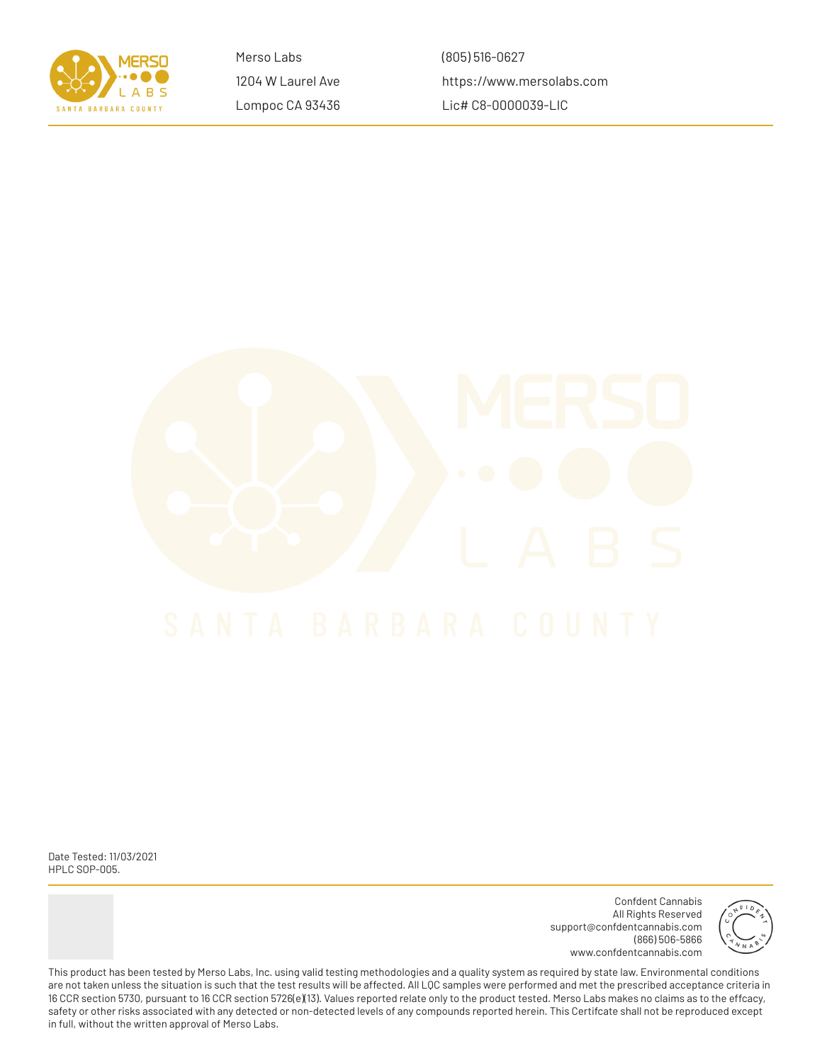Merso Labs
1204 W Laurel Ave
Lompoc CA 93436

(805) 516-0627
https://www.mersolabs.com
Lic# C8-0000039-LIC

Date Tested: 11/03/2021
HPLC SOP-005.

Confdent Cannabis
All Rights Reserved
support@confdentcannabis.com
(866) 506-5866
www.confdentcannabis.com

This product has been tested by Merso Labs, Inc. using valid testing methodologies and a quality system as required by state law. Environmental conditions are not taken unless the situation is such that the test results will be affected. All LQC samples were performed and met the prescribed acceptance criteria in 16 CCR section 5730, pursuant to 16 CCR section 5726(e)(13). Values reported relate only to the product tested. Merso Labs makes no claims as to the effcacy, safety or other risks associated with any detected or non-detected levels of any compounds reported herein. This Certifcate shall not be reproduced except in full, without the written approval of Merso Labs.